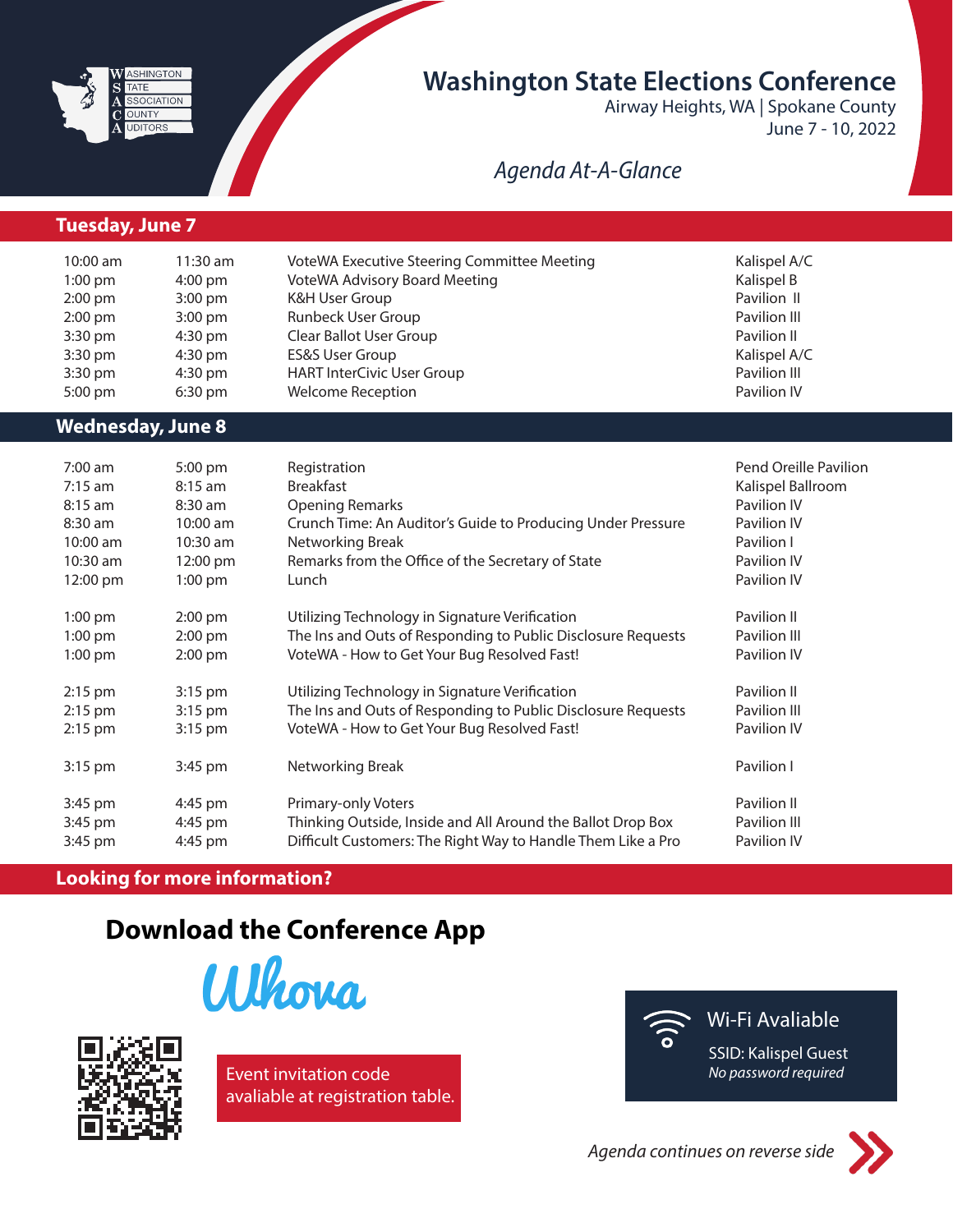# Washington State Elections Conference

Airway Heights, WA | Spokane County
June 7 - 10, 2022

*Agenda At-A-Glance*

## Tuesday, June 7

| Start | End | Session | Location |
|---|---|---|---|
| 10:00 am | 11:30 am | VoteWA Executive Steering Committee Meeting | Kalispel A/C |
| 1:00 pm | 4:00 pm | VoteWA Advisory Board Meeting | Kalispel B |
| 2:00 pm | 3:00 pm | K&H User Group | Pavilion II |
| 2:00 pm | 3:00 pm | Runbeck User Group | Pavilion III |
| 3:30 pm | 4:30 pm | Clear Ballot User Group | Pavilion II |
| 3:30 pm | 4:30 pm | ES&S User Group | Kalispel A/C |
| 3:30 pm | 4:30 pm | HART InterCivic User Group | Pavilion III |
| 5:00 pm | 6:30 pm | Welcome Reception | Pavilion IV |

## Wednesday, June 8

| Start | End | Session | Location |
|---|---|---|---|
| 7:00 am | 5:00 pm | Registration | Pend Oreille Pavilion |
| 7:15 am | 8:15 am | Breakfast | Kalispel Ballroom |
| 8:15 am | 8:30 am | Opening Remarks | Pavilion IV |
| 8:30 am | 10:00 am | Crunch Time: An Auditor's Guide to Producing Under Pressure | Pavilion IV |
| 10:00 am | 10:30 am | Networking Break | Pavilion I |
| 10:30 am | 12:00 pm | Remarks from the Office of the Secretary of State | Pavilion IV |
| 12:00 pm | 1:00 pm | Lunch | Pavilion IV |
| 1:00 pm | 2:00 pm | Utilizing Technology in Signature Verification | Pavilion II |
| 1:00 pm | 2:00 pm | The Ins and Outs of Responding to Public Disclosure Requests | Pavilion III |
| 1:00 pm | 2:00 pm | VoteWA - How to Get Your Bug Resolved Fast! | Pavilion IV |
| 2:15 pm | 3:15 pm | Utilizing Technology in Signature Verification | Pavilion II |
| 2:15 pm | 3:15 pm | The Ins and Outs of Responding to Public Disclosure Requests | Pavilion III |
| 2:15 pm | 3:15 pm | VoteWA - How to Get Your Bug Resolved Fast! | Pavilion IV |
| 3:15 pm | 3:45 pm | Networking Break | Pavilion I |
| 3:45 pm | 4:45 pm | Primary-only Voters | Pavilion II |
| 3:45 pm | 4:45 pm | Thinking Outside, Inside and All Around the Ballot Drop Box | Pavilion III |
| 3:45 pm | 4:45 pm | Difficult Customers: The Right Way to Handle Them Like a Pro | Pavilion IV |

## Looking for more information?

### Download the Conference App

Whova

Event invitation code avaliable at registration table.

**Wi-Fi Avaliable**
SSID: Kalispel Guest
*No password required*

*Agenda continues on reverse side*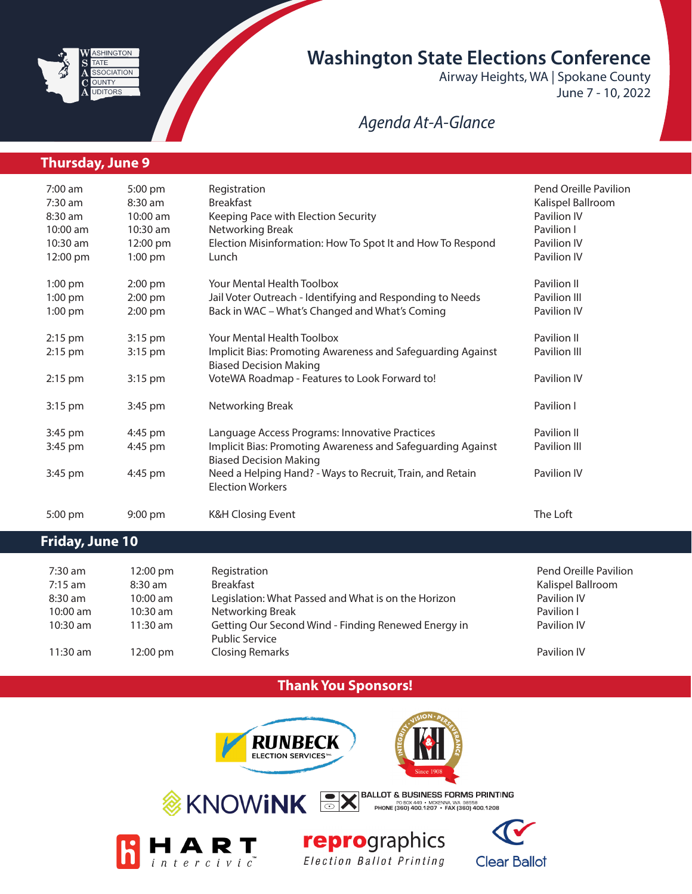# Washington State Elections Conference

Airway Heights, WA | Spokane County
June 7 - 10, 2022

*Agenda At-A-Glance*

## Thursday, June 9

| | | | |
|---|---|---|---|
| 7:00 am | 5:00 pm | Registration | Pend Oreille Pavilion |
| 7:30 am | 8:30 am | Breakfast | Kalispel Ballroom |
| 8:30 am | 10:00 am | Keeping Pace with Election Security | Pavilion IV |
| 10:00 am | 10:30 am | Networking Break | Pavilion I |
| 10:30 am | 12:00 pm | Election Misinformation: How To Spot It and How To Respond | Pavilion IV |
| 12:00 pm | 1:00 pm | Lunch | Pavilion IV |
| 1:00 pm | 2:00 pm | Your Mental Health Toolbox | Pavilion II |
| 1:00 pm | 2:00 pm | Jail Voter Outreach - Identifying and Responding to Needs | Pavilion III |
| 1:00 pm | 2:00 pm | Back in WAC – What's Changed and What's Coming | Pavilion IV |
| 2:15 pm | 3:15 pm | Your Mental Health Toolbox | Pavilion II |
| 2:15 pm | 3:15 pm | Implicit Bias: Promoting Awareness and Safeguarding Against Biased Decision Making | Pavilion III |
| 2:15 pm | 3:15 pm | VoteWA Roadmap - Features to Look Forward to! | Pavilion IV |
| 3:15 pm | 3:45 pm | Networking Break | Pavilion I |
| 3:45 pm | 4:45 pm | Language Access Programs: Innovative Practices | Pavilion II |
| 3:45 pm | 4:45 pm | Implicit Bias: Promoting Awareness and Safeguarding Against Biased Decision Making | Pavilion III |
| 3:45 pm | 4:45 pm | Need a Helping Hand? - Ways to Recruit, Train, and Retain Election Workers | Pavilion IV |
| 5:00 pm | 9:00 pm | K&H Closing Event | The Loft |

## Friday, June 10

| | | | |
|---|---|---|---|
| 7:30 am | 12:00 pm | Registration | Pend Oreille Pavilion |
| 7:15 am | 8:30 am | Breakfast | Kalispel Ballroom |
| 8:30 am | 10:00 am | Legislation: What Passed and What is on the Horizon | Pavilion IV |
| 10:00 am | 10:30 am | Networking Break | Pavilion I |
| 10:30 am | 11:30 am | Getting Our Second Wind - Finding Renewed Energy in Public Service | Pavilion IV |
| 11:30 am | 12:00 pm | Closing Remarks | Pavilion IV |

## Thank You Sponsors!

RUNBECK ELECTION SERVICES

K&H — Integrity · Vision · Perseverance — Since 1908

KNOWiNK

BALLOT & BUSINESS FORMS PRINTING
PO BOX 449 • MCKENNA, WA 98558
PHONE (360) 400.1207 • FAX (360) 400.1208

HART intercivic

reprographics — Election Ballot Printing

Clear Ballot